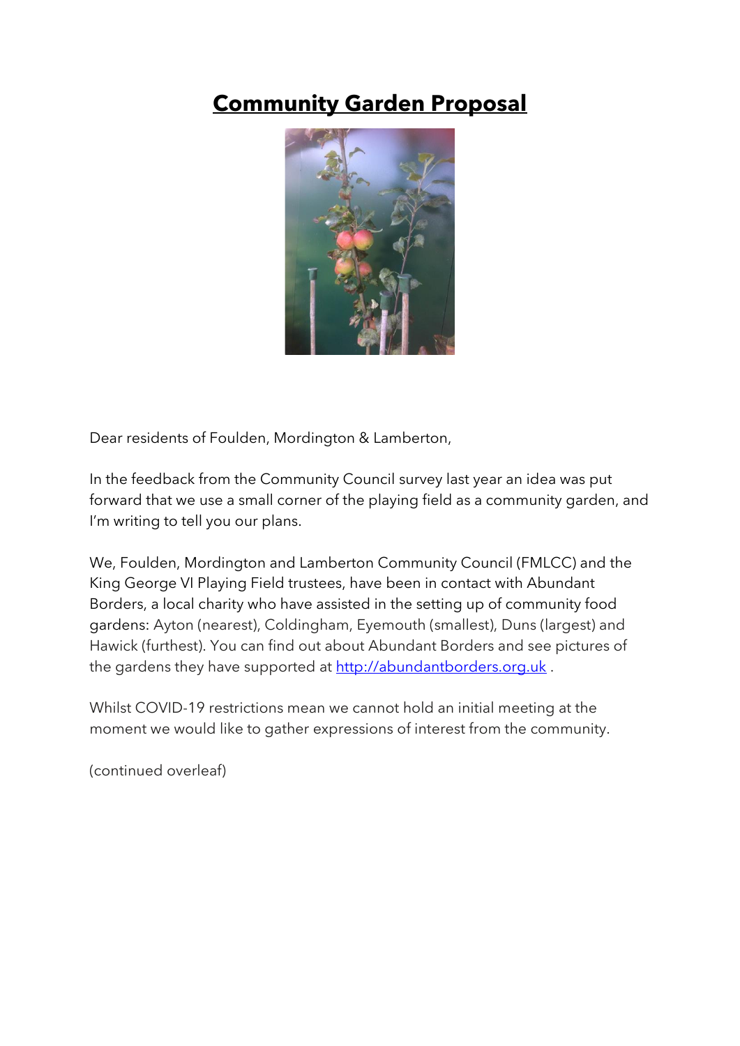# **Community Garden Proposal**

Dear residents of Foulden, Mordington & Lamberton,

In the feedback from the Community Council survey last year an idea was put forward that we use a small corner of the playing field as a community garden, and I'm writing to tell you our plans.

We, Foulden, Mordington and Lamberton Community Council (FMLCC) and the King George VI Playing Field trustees, have been in contact with Abundant Borders, a local charity who have assisted in the setting up of community food gardens: Ayton (nearest), Coldingham, Eyemouth (smallest), Duns (largest) and Hawick (furthest). You can find out about Abundant Borders and see pictures of the gardens they have supported at [http://abundantborders.org.uk](http://abundantborders.org.uk) .

Whilst COVID-19 restrictions mean we cannot hold an initial meeting at the moment we would like to gather expressions of interest from the community.

(continued overleaf)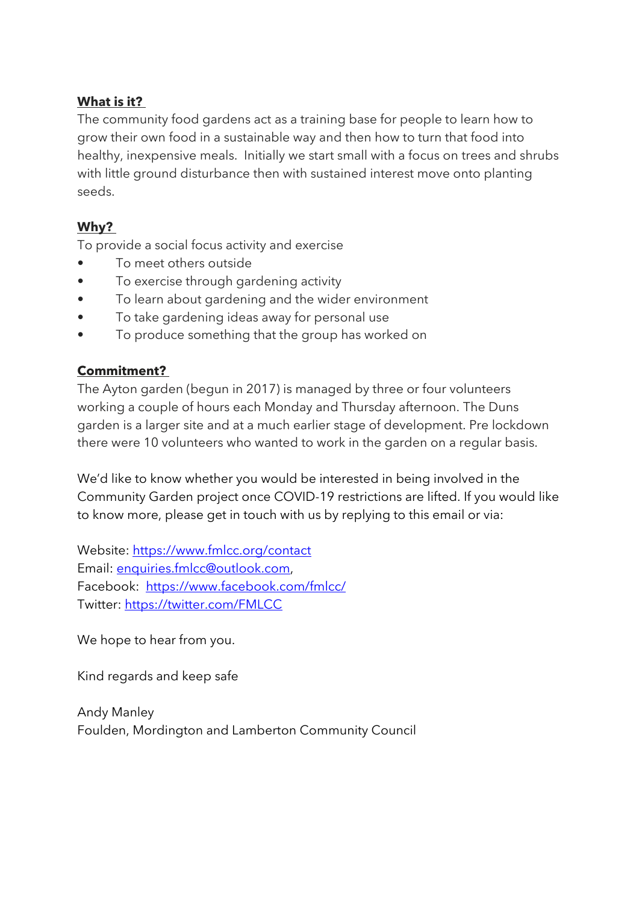**What is it?**

The community food gardens act as a training base for people to learn how to grow their own food in a sustainable way and then how to turn that food into healthy, inexpensive meals. Initially we start small with a focus on trees and shrubs with little ground disturbance then with sustained interest move onto planting seeds.

**Why?**

To provide a social focus activity and exercise

- To meet others outside
- To exercise through gardening activity
- To learn about gardening and the wider environment
- To take gardening ideas away for personal use
- To produce something that the group has worked on

**Commitment?**

The Ayton garden (begun in 2017) is managed by three or four volunteers working a couple of hours each Monday and Thursday afternoon. The Duns garden is a larger site and at a much earlier stage of development. Pre lockdown there were 10 volunteers who wanted to work in the garden on a regular basis.

We'd like to know whether you would be interested in being involved in the Community Garden project once COVID-19 restrictions are lifted. If you would like to know more, please get in touch with us by replying to this email or via:

Website: [https://www.fmlcc.org/contact](https://www.fmlcc.org/contact)
Email: [enquiries.fmlcc@outlook.com](mailto:enquiries.fmlcc@outlook.com),
Facebook: [https://www.facebook.com/fmlcc/](https://www.facebook.com/fmlcc/)
Twitter: [https://twitter.com/FMLCC](https://twitter.com/FMLCC)

We hope to hear from you.

Kind regards and keep safe

Andy Manley
Foulden, Mordington and Lamberton Community Council